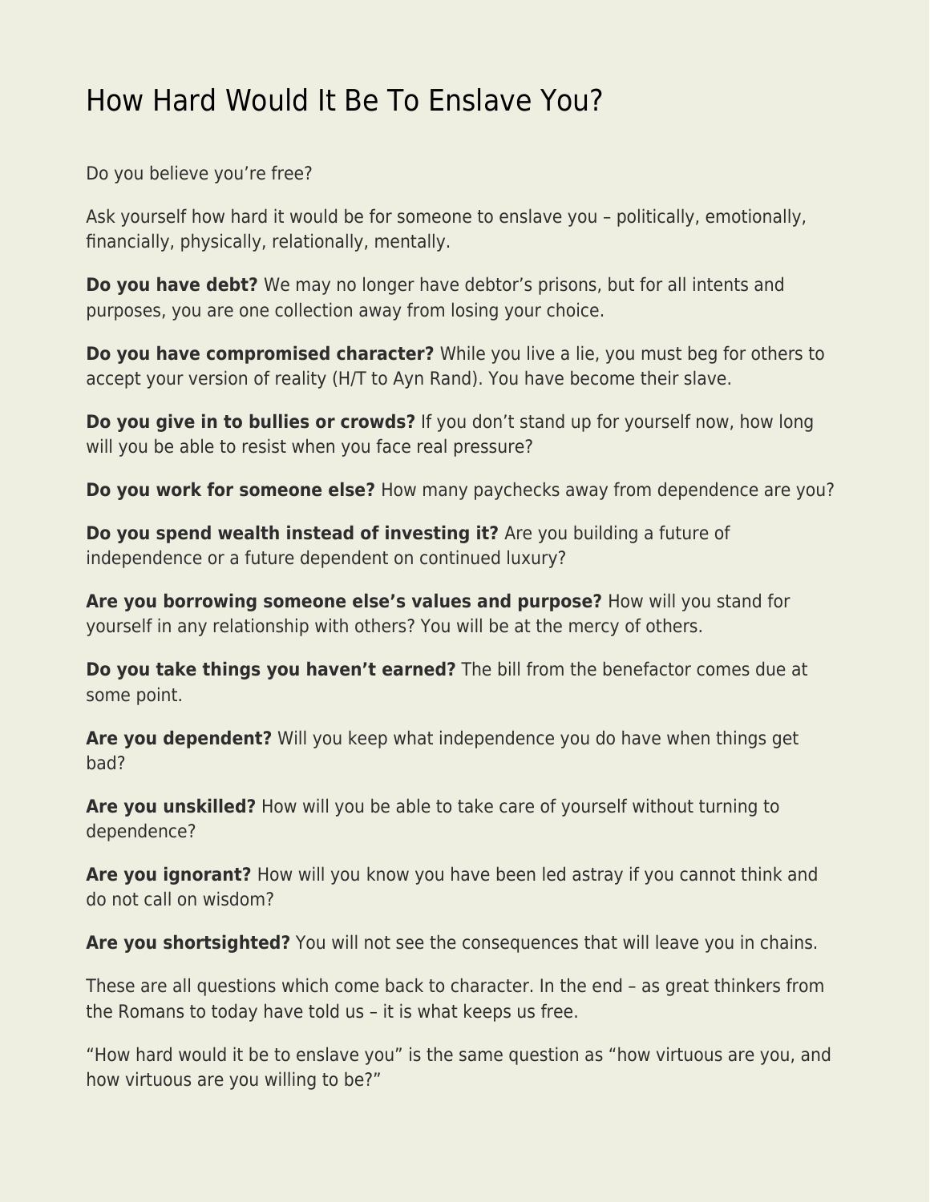# How Hard Would It Be To Enslave You?

Do you believe you're free?

Ask yourself how hard it would be for someone to enslave you – politically, emotionally, financially, physically, relationally, mentally.

**Do you have debt?** We may no longer have debtor's prisons, but for all intents and purposes, you are one collection away from losing your choice.

**Do you have compromised character?** While you live a lie, you must beg for others to accept your version of reality (H/T to Ayn Rand). You have become their slave.

**Do you give in to bullies or crowds?** If you don't stand up for yourself now, how long will you be able to resist when you face real pressure?

**Do you work for someone else?** How many paychecks away from dependence are you?

**Do you spend wealth instead of investing it?** Are you building a future of independence or a future dependent on continued luxury?

**Are you borrowing someone else's values and purpose?** How will you stand for yourself in any relationship with others? You will be at the mercy of others.

**Do you take things you haven't earned?** The bill from the benefactor comes due at some point.

**Are you dependent?** Will you keep what independence you do have when things get bad?

**Are you unskilled?** How will you be able to take care of yourself without turning to dependence?

**Are you ignorant?** How will you know you have been led astray if you cannot think and do not call on wisdom?

**Are you shortsighted?** You will not see the consequences that will leave you in chains.

These are all questions which come back to character. In the end – as great thinkers from the Romans to today have told us – it is what keeps us free.

"How hard would it be to enslave you" is the same question as "how virtuous are you, and how virtuous are you willing to be?"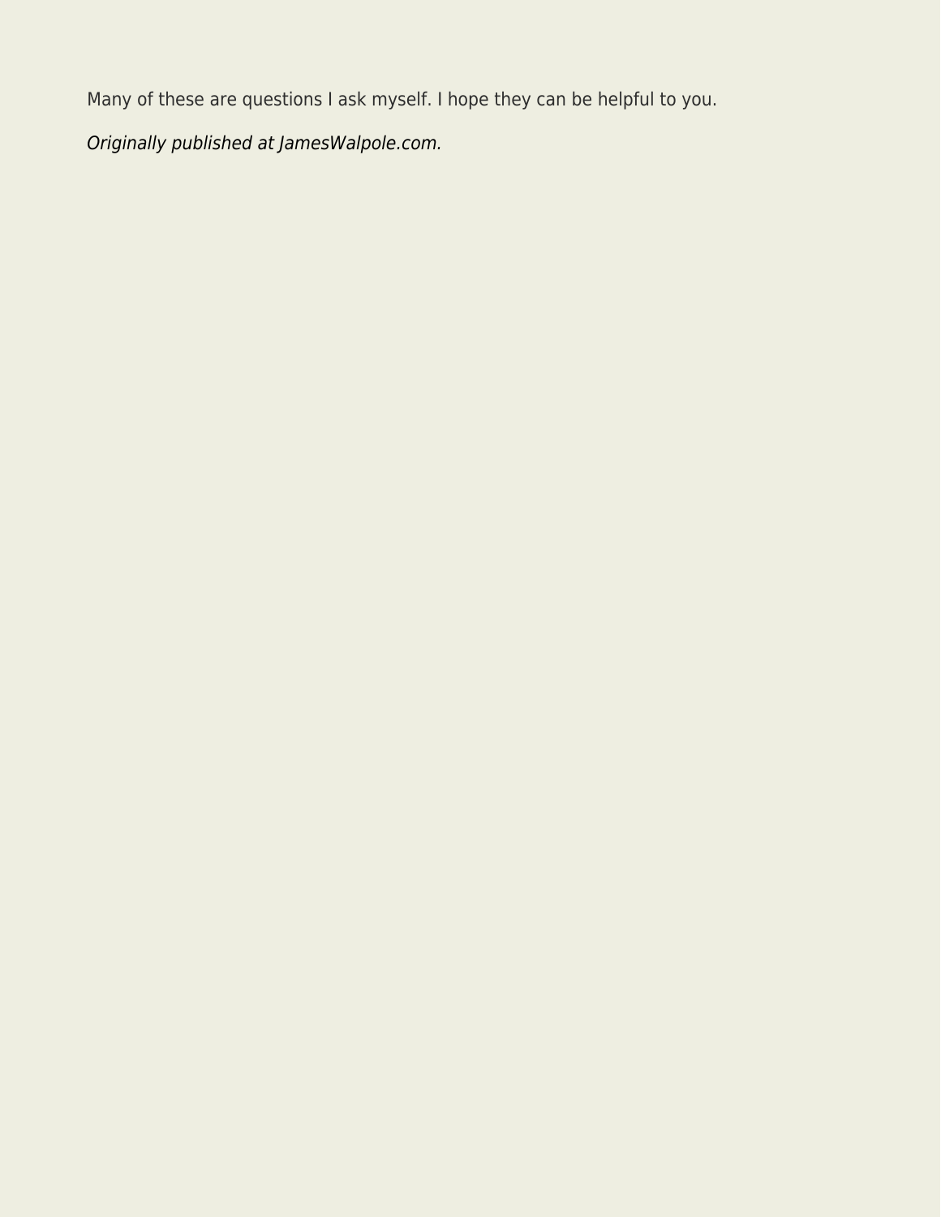Many of these are questions I ask myself. I hope they can be helpful to you.

*Originally published at JamesWalpole.com.*